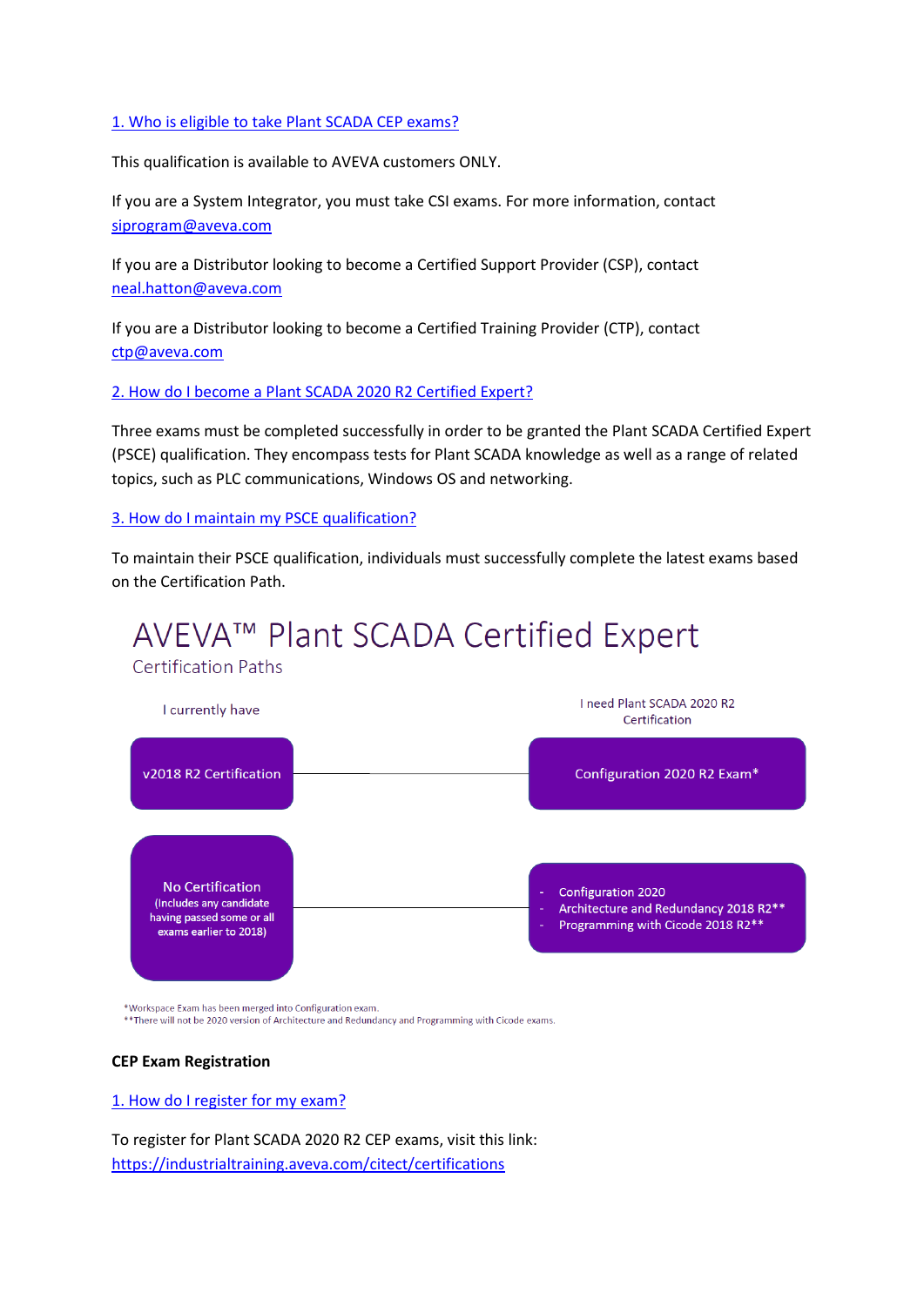[1. Who is eligible to take Plant SCADA CEP exams?]

This qualification is available to AVEVA customers ONLY.

If you are a System Integrator, you must take CSI exams. For more information, contact siprogram@aveva.com

If you are a Distributor looking to become a Certified Support Provider (CSP), contact neal.hatton@aveva.com

If you are a Distributor looking to become a Certified Training Provider (CTP), contact ctp@aveva.com

[2. How do I become a Plant SCADA 2020 R2 Certified Expert?]

Three exams must be completed successfully in order to be granted the Plant SCADA Certified Expert (PSCE) qualification. They encompass tests for Plant SCADA knowledge as well as a range of related topics, such as PLC communications, Windows OS and networking.

[3. How do I maintain my PSCE qualification?]

To maintain their PSCE qualification, individuals must successfully complete the latest exams based on the Certification Path.

# AVEVA™ Plant SCADA Certified Expert

Certification Paths

| I currently have | I need Plant SCADA 2020 R2 Certification |
| --- | --- |
| v2018 R2 Certification | Configuration 2020 R2 Exam* |
| No Certification (Includes any candidate having passed some or all exams earlier to 2018) | - Configuration 2020<br>- Architecture and Redundancy 2018 R2**<br>- Programming with Cicode 2018 R2** |

*Workspace Exam has been merged into Configuration exam.
**There will not be 2020 version of Architecture and Redundancy and Programming with Cicode exams.

**CEP Exam Registration**

[1. How do I register for my exam?]

To register for Plant SCADA 2020 R2 CEP exams, visit this link: https://industrialtraining.aveva.com/citect/certifications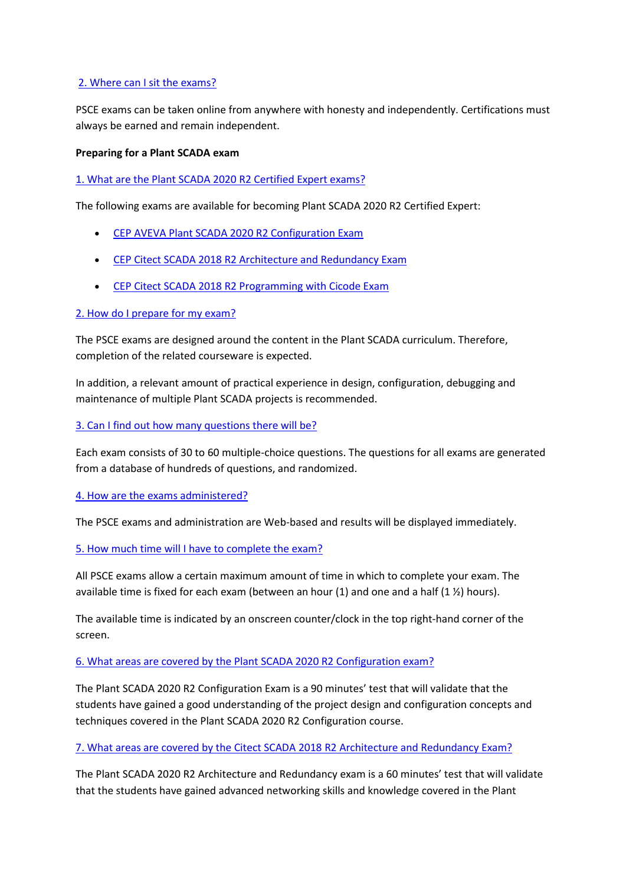[2. Where can I sit the exams?]

PSCE exams can be taken online from anywhere with honesty and independently. Certifications must always be earned and remain independent.

**Preparing for a Plant SCADA exam**

[1. What are the Plant SCADA 2020 R2 Certified Expert exams?]

The following exams are available for becoming Plant SCADA 2020 R2 Certified Expert:

- [CEP AVEVA Plant SCADA 2020 R2 Configuration Exam]
- [CEP Citect SCADA 2018 R2 Architecture and Redundancy Exam]
- [CEP Citect SCADA 2018 R2 Programming with Cicode Exam]

[2. How do I prepare for my exam?]

The PSCE exams are designed around the content in the Plant SCADA curriculum. Therefore, completion of the related courseware is expected.

In addition, a relevant amount of practical experience in design, configuration, debugging and maintenance of multiple Plant SCADA projects is recommended.

[3. Can I find out how many questions there will be?]

Each exam consists of 30 to 60 multiple-choice questions. The questions for all exams are generated from a database of hundreds of questions, and randomized.

[4. How are the exams administered?]

The PSCE exams and administration are Web-based and results will be displayed immediately.

[5. How much time will I have to complete the exam?]

All PSCE exams allow a certain maximum amount of time in which to complete your exam. The available time is fixed for each exam (between an hour (1) and one and a half (1 ½) hours).

The available time is indicated by an onscreen counter/clock in the top right-hand corner of the screen.

[6. What areas are covered by the Plant SCADA 2020 R2 Configuration exam?]

The Plant SCADA 2020 R2 Configuration Exam is a 90 minutes' test that will validate that the students have gained a good understanding of the project design and configuration concepts and techniques covered in the Plant SCADA 2020 R2 Configuration course.

[7. What areas are covered by the Citect SCADA 2018 R2 Architecture and Redundancy Exam?]

The Plant SCADA 2020 R2 Architecture and Redundancy exam is a 60 minutes' test that will validate that the students have gained advanced networking skills and knowledge covered in the Plant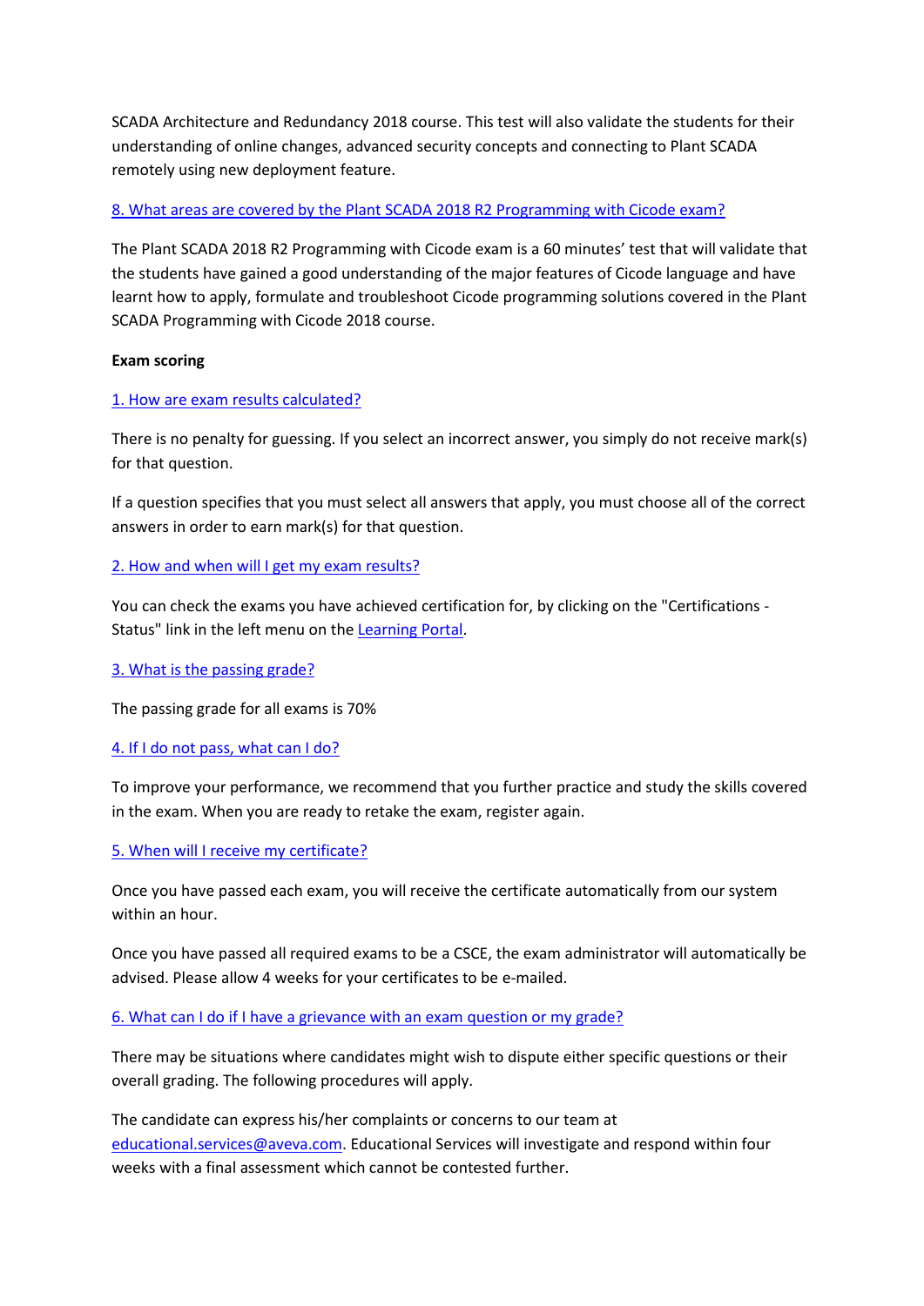SCADA Architecture and Redundancy 2018 course. This test will also validate the students for their understanding of online changes, advanced security concepts and connecting to Plant SCADA remotely using new deployment feature.

8. What areas are covered by the Plant SCADA 2018 R2 Programming with Cicode exam?

The Plant SCADA 2018 R2 Programming with Cicode exam is a 60 minutes' test that will validate that the students have gained a good understanding of the major features of Cicode language and have learnt how to apply, formulate and troubleshoot Cicode programming solutions covered in the Plant SCADA Programming with Cicode 2018 course.

**Exam scoring**

1. How are exam results calculated?

There is no penalty for guessing. If you select an incorrect answer, you simply do not receive mark(s) for that question.

If a question specifies that you must select all answers that apply, you must choose all of the correct answers in order to earn mark(s) for that question.

2. How and when will I get my exam results?

You can check the exams you have achieved certification for, by clicking on the "Certifications - Status" link in the left menu on the Learning Portal.

3. What is the passing grade?

The passing grade for all exams is 70%

4. If I do not pass, what can I do?

To improve your performance, we recommend that you further practice and study the skills covered in the exam. When you are ready to retake the exam, register again.

5. When will I receive my certificate?

Once you have passed each exam, you will receive the certificate automatically from our system within an hour.

Once you have passed all required exams to be a CSCE, the exam administrator will automatically be advised. Please allow 4 weeks for your certificates to be e-mailed.

6. What can I do if I have a grievance with an exam question or my grade?

There may be situations where candidates might wish to dispute either specific questions or their overall grading. The following procedures will apply.

The candidate can express his/her complaints or concerns to our team at educational.services@aveva.com. Educational Services will investigate and respond within four weeks with a final assessment which cannot be contested further.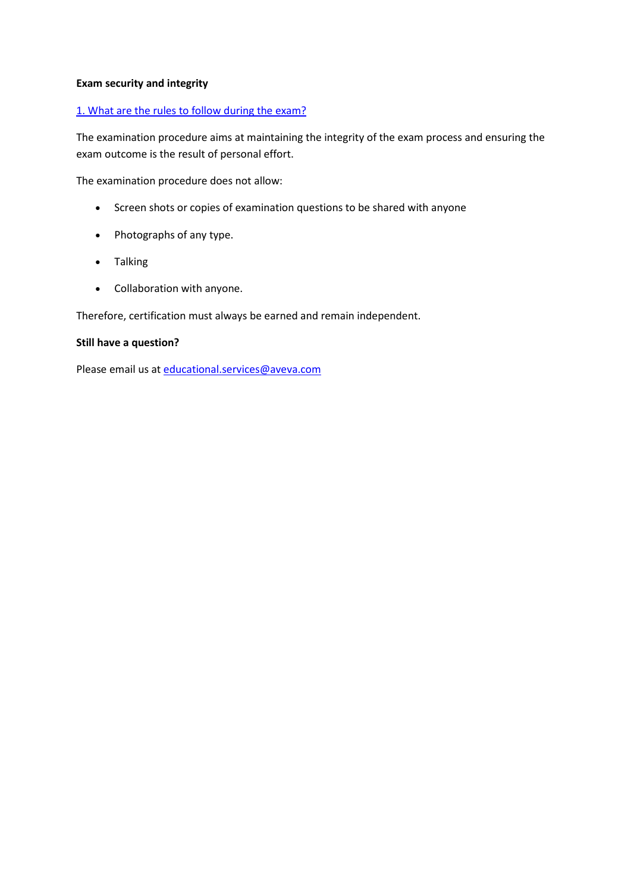**Exam security and integrity**

[1. What are the rules to follow during the exam?]()

The examination procedure aims at maintaining the integrity of the exam process and ensuring the exam outcome is the result of personal effort.

The examination procedure does not allow:

- Screen shots or copies of examination questions to be shared with anyone
- Photographs of any type.
- Talking
- Collaboration with anyone.

Therefore, certification must always be earned and remain independent.

**Still have a question?**

Please email us at [educational.services@aveva.com](mailto:educational.services@aveva.com)